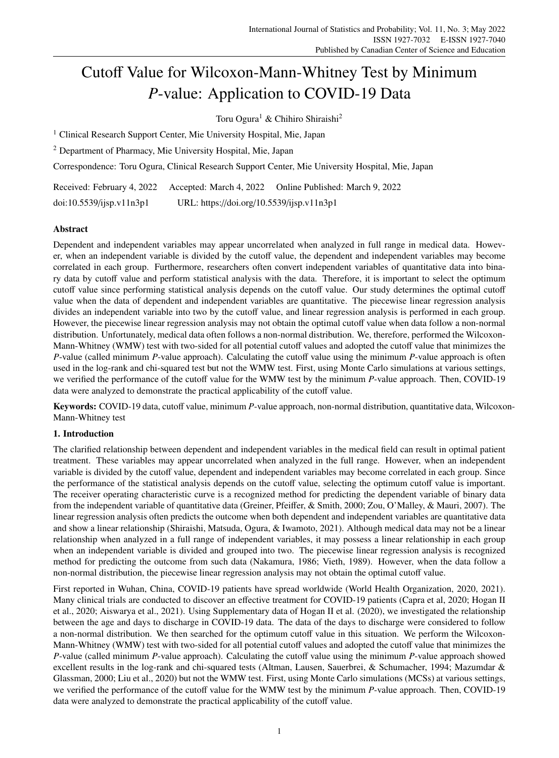# Cutoff Value for Wilcoxon-Mann-Whitney Test by Minimum *P*-value: Application to COVID-19 Data

Toru Ogura[1] & Chihiro Shiraishi[2]

[1] Clinical Research Support Center, Mie University Hospital, Mie, Japan

[2] Department of Pharmacy, Mie University Hospital, Mie, Japan

Correspondence: Toru Ogura, Clinical Research Support Center, Mie University Hospital, Mie, Japan

Received: February 4, 2022 Accepted: March 4, 2022 Online Published: March 9, 2022

doi:10.5539/ijsp.v11n3p1 URL: https://doi.org/10.5539/ijsp.v11n3p1

## Abstract

Dependent and independent variables may appear uncorrelated when analyzed in full range in medical data. However, when an independent variable is divided by the cutoff value, the dependent and independent variables may become correlated in each group. Furthermore, researchers often convert independent variables of quantitative data into binary data by cutoff value and perform statistical analysis with the data. Therefore, it is important to select the optimum cutoff value since performing statistical analysis depends on the cutoff value. Our study determines the optimal cutoff value when the data of dependent and independent variables are quantitative. The piecewise linear regression analysis divides an independent variable into two by the cutoff value, and linear regression analysis is performed in each group. However, the piecewise linear regression analysis may not obtain the optimal cutoff value when data follow a non-normal distribution. Unfortunately, medical data often follows a non-normal distribution. We, therefore, performed the Wilcoxon-Mann-Whitney (WMW) test with two-sided for all potential cutoff values and adopted the cutoff value that minimizes the *P*-value (called minimum *P*-value approach). Calculating the cutoff value using the minimum *P*-value approach is often used in the log-rank and chi-squared test but not the WMW test. First, using Monte Carlo simulations at various settings, we verified the performance of the cutoff value for the WMW test by the minimum *P*-value approach. Then, COVID-19 data were analyzed to demonstrate the practical applicability of the cutoff value.

**Keywords:** COVID-19 data, cutoff value, minimum *P*-value approach, non-normal distribution, quantitative data, Wilcoxon-Mann-Whitney test

## 1. Introduction

The clarified relationship between dependent and independent variables in the medical field can result in optimal patient treatment. These variables may appear uncorrelated when analyzed in the full range. However, when an independent variable is divided by the cutoff value, dependent and independent variables may become correlated in each group. Since the performance of the statistical analysis depends on the cutoff value, selecting the optimum cutoff value is important. The receiver operating characteristic curve is a recognized method for predicting the dependent variable of binary data from the independent variable of quantitative data (Greiner, Pfeiffer, & Smith, 2000; Zou, O'Malley, & Mauri, 2007). The linear regression analysis often predicts the outcome when both dependent and independent variables are quantitative data and show a linear relationship (Shiraishi, Matsuda, Ogura, & Iwamoto, 2021). Although medical data may not be a linear relationship when analyzed in a full range of independent variables, it may possess a linear relationship in each group when an independent variable is divided and grouped into two. The piecewise linear regression analysis is recognized method for predicting the outcome from such data (Nakamura, 1986; Vieth, 1989). However, when the data follow a non-normal distribution, the piecewise linear regression analysis may not obtain the optimal cutoff value.

First reported in Wuhan, China, COVID-19 patients have spread worldwide (World Health Organization, 2020, 2021). Many clinical trials are conducted to discover an effective treatment for COVID-19 patients (Capra et al, 2020; Hogan II et al., 2020; Aiswarya et al., 2021). Using Supplementary data of Hogan II et al. (2020), we investigated the relationship between the age and days to discharge in COVID-19 data. The data of the days to discharge were considered to follow a non-normal distribution. We then searched for the optimum cutoff value in this situation. We perform the Wilcoxon-Mann-Whitney (WMW) test with two-sided for all potential cutoff values and adopted the cutoff value that minimizes the *P*-value (called minimum *P*-value approach). Calculating the cutoff value using the minimum *P*-value approach showed excellent results in the log-rank and chi-squared tests (Altman, Lausen, Sauerbrei, & Schumacher, 1994; Mazumdar & Glassman, 2000; Liu et al., 2020) but not the WMW test. First, using Monte Carlo simulations (MCSs) at various settings, we verified the performance of the cutoff value for the WMW test by the minimum *P*-value approach. Then, COVID-19 data were analyzed to demonstrate the practical applicability of the cutoff value.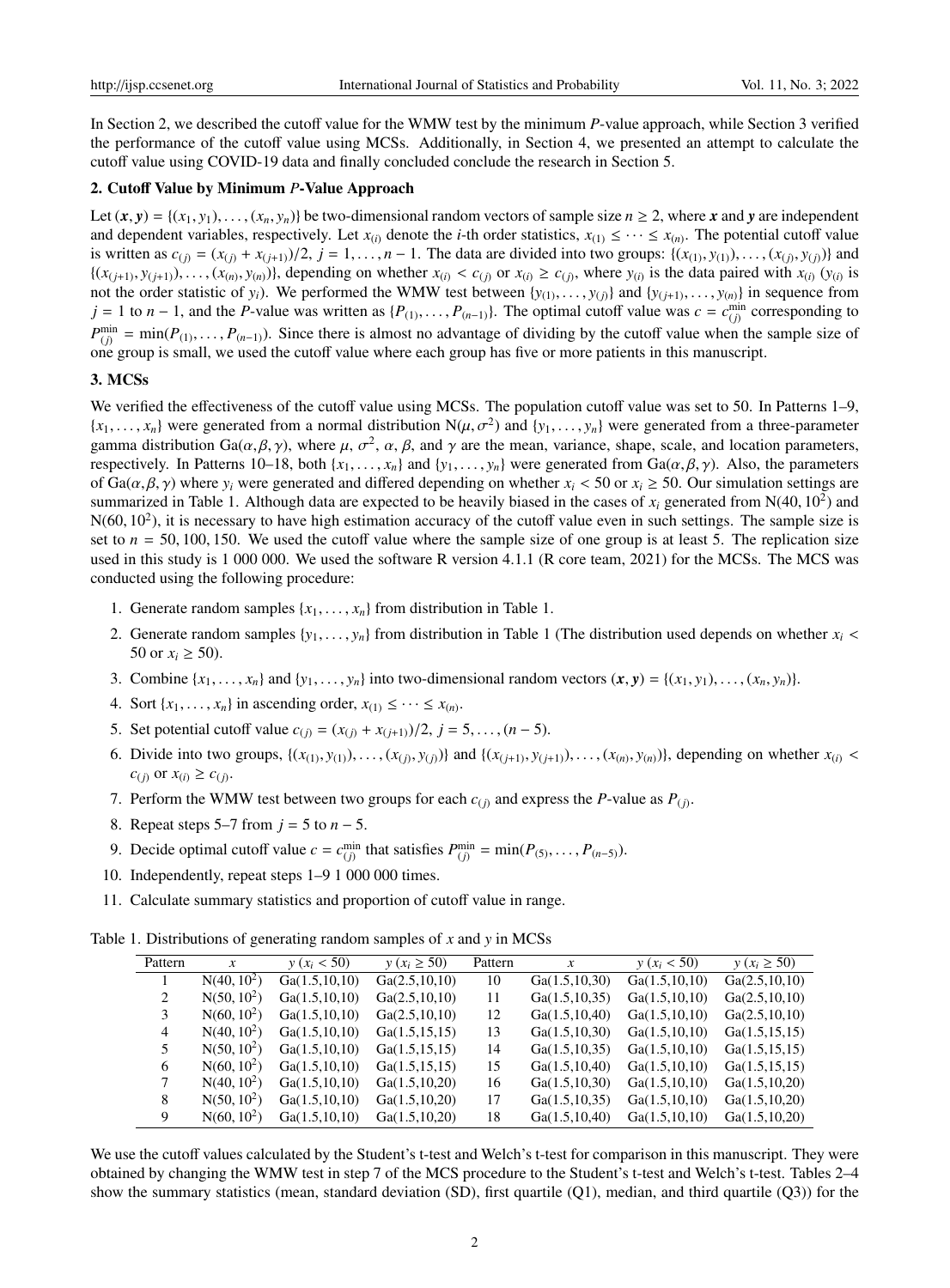In Section 2, we described the cutoff value for the WMW test by the minimum *P*-value approach, while Section 3 verified the performance of the cutoff value using MCSs. Additionally, in Section 4, we presented an attempt to calculate the cutoff value using COVID-19 data and finally concluded conclude the research in Section 5.

## 2. Cutoff Value by Minimum *P*-Value Approach

Let $(\boldsymbol{x}, \boldsymbol{y}) = \{(x_1, y_1), \dots, (x_n, y_n)\}$ be two-dimensional random vectors of sample size $n \geq 2$, where $\boldsymbol{x}$ and $\boldsymbol{y}$ are independent and dependent variables, respectively. Let $x_{(i)}$ denote the $i$-th order statistics, $x_{(1)} \leq \cdots \leq x_{(n)}$. The potential cutoff value is written as $c_{(j)} = (x_{(j)} + x_{(j+1)})/2$, $j = 1, \dots, n-1$. The data are divided into two groups: $\{(x_{(1)}, y_{(1)}), \dots, (x_{(j)}, y_{(j)})\}$ and $\{(x_{(j+1)}, y_{(j+1)}), \dots, (x_{(n)}, y_{(n)})\}$, depending on whether $x_{(i)} < c_{(j)}$ or $x_{(i)} \geq c_{(j)}$, where $y_{(i)}$ is the data paired with $x_{(i)}$ ($y_{(i)}$ is not the order statistic of $y_i$). We performed the WMW test between $\{y_{(1)}, \dots, y_{(j)}\}$ and $\{y_{(j+1)}, \dots, y_{(n)}\}$ in sequence from $j = 1$ to $n - 1$, and the *P*-value was written as $\{P_{(1)}, \dots, P_{(n-1)}\}$. The optimal cutoff value was $c = c_{(j)}^{\min}$ corresponding to $P_{(j)}^{\min} = \min(P_{(1)}, \dots, P_{(n-1)})$. Since there is almost no advantage of dividing by the cutoff value when the sample size of one group is small, we used the cutoff value where each group has five or more patients in this manuscript.

## 3. MCSs

We verified the effectiveness of the cutoff value using MCSs. The population cutoff value was set to 50. In Patterns 1–9, $\{x_1, \dots, x_n\}$ were generated from a normal distribution $\mathrm{N}(\mu, \sigma^2)$ and $\{y_1, \dots, y_n\}$ were generated from a three-parameter gamma distribution $\mathrm{Ga}(\alpha, \beta, \gamma)$, where $\mu$, $\sigma^2$, $\alpha$, $\beta$, and $\gamma$ are the mean, variance, shape, scale, and location parameters, respectively. In Patterns 10–18, both $\{x_1, \dots, x_n\}$ and $\{y_1, \dots, y_n\}$ were generated from $\mathrm{Ga}(\alpha, \beta, \gamma)$. Also, the parameters of $\mathrm{Ga}(\alpha, \beta, \gamma)$ where $y_i$ were generated and differed depending on whether $x_i < 50$ or $x_i \geq 50$. Our simulation settings are summarized in Table 1. Although data are expected to be heavily biased in the cases of $x_i$ generated from $\mathrm{N}(40, 10^2)$ and $\mathrm{N}(60, 10^2)$, it is necessary to have high estimation accuracy of the cutoff value even in such settings. The sample size is set to $n = 50, 100, 150$. We used the cutoff value where the sample size of one group is at least 5. The replication size used in this study is 1 000 000. We used the software R version 4.1.1 (R core team, 2021) for the MCSs. The MCS was conducted using the following procedure:

1. Generate random samples $\{x_1, \dots, x_n\}$ from distribution in Table 1.
2. Generate random samples $\{y_1, \dots, y_n\}$ from distribution in Table 1 (The distribution used depends on whether $x_i < 50$ or $x_i \geq 50$).
3. Combine $\{x_1, \dots, x_n\}$ and $\{y_1, \dots, y_n\}$ into two-dimensional random vectors $(\boldsymbol{x}, \boldsymbol{y}) = \{(x_1, y_1), \dots, (x_n, y_n)\}$.
4. Sort $\{x_1, \dots, x_n\}$ in ascending order, $x_{(1)} \leq \cdots \leq x_{(n)}$.
5. Set potential cutoff value $c_{(j)} = (x_{(j)} + x_{(j+1)})/2$, $j = 5, \dots, (n-5)$.
6. Divide into two groups, $\{(x_{(1)}, y_{(1)}), \dots, (x_{(j)}, y_{(j)})\}$ and $\{(x_{(j+1)}, y_{(j+1)}), \dots, (x_{(n)}, y_{(n)})\}$, depending on whether $x_{(i)} < c_{(j)}$ or $x_{(i)} \geq c_{(j)}$.
7. Perform the WMW test between two groups for each $c_{(j)}$ and express the *P*-value as $P_{(j)}$.
8. Repeat steps 5–7 from $j = 5$ to $n - 5$.
9. Decide optimal cutoff value $c = c_{(j)}^{\min}$ that satisfies $P_{(j)}^{\min} = \min(P_{(5)}, \dots, P_{(n-5)})$.
10. Independently, repeat steps 1–9 1 000 000 times.
11. Calculate summary statistics and proportion of cutoff value in range.

Table 1. Distributions of generating random samples of $x$ and $y$ in MCSs

| Pattern | $x$ | $y$ ($x_i < 50$) | $y$ ($x_i \geq 50$) | Pattern | $x$ | $y$ ($x_i < 50$) | $y$ ($x_i \geq 50$) |
|---|---|---|---|---|---|---|---|
| 1 | N(40, $10^2$) | Ga(1.5,10,10) | Ga(2.5,10,10) | 10 | Ga(1.5,10,30) | Ga(1.5,10,10) | Ga(2.5,10,10) |
| 2 | N(50, $10^2$) | Ga(1.5,10,10) | Ga(2.5,10,10) | 11 | Ga(1.5,10,35) | Ga(1.5,10,10) | Ga(2.5,10,10) |
| 3 | N(60, $10^2$) | Ga(1.5,10,10) | Ga(2.5,10,10) | 12 | Ga(1.5,10,40) | Ga(1.5,10,10) | Ga(2.5,10,10) |
| 4 | N(40, $10^2$) | Ga(1.5,10,10) | Ga(1.5,15,15) | 13 | Ga(1.5,10,30) | Ga(1.5,10,10) | Ga(1.5,15,15) |
| 5 | N(50, $10^2$) | Ga(1.5,10,10) | Ga(1.5,15,15) | 14 | Ga(1.5,10,35) | Ga(1.5,10,10) | Ga(1.5,15,15) |
| 6 | N(60, $10^2$) | Ga(1.5,10,10) | Ga(1.5,15,15) | 15 | Ga(1.5,10,40) | Ga(1.5,10,10) | Ga(1.5,15,15) |
| 7 | N(40, $10^2$) | Ga(1.5,10,10) | Ga(1.5,10,20) | 16 | Ga(1.5,10,30) | Ga(1.5,10,10) | Ga(1.5,10,20) |
| 8 | N(50, $10^2$) | Ga(1.5,10,10) | Ga(1.5,10,20) | 17 | Ga(1.5,10,35) | Ga(1.5,10,10) | Ga(1.5,10,20) |
| 9 | N(60, $10^2$) | Ga(1.5,10,10) | Ga(1.5,10,20) | 18 | Ga(1.5,10,40) | Ga(1.5,10,10) | Ga(1.5,10,20) |

We use the cutoff values calculated by the Student's t-test and Welch's t-test for comparison in this manuscript. They were obtained by changing the WMW test in step 7 of the MCS procedure to the Student's t-test and Welch's t-test. Tables 2–4 show the summary statistics (mean, standard deviation (SD), first quartile (Q1), median, and third quartile (Q3)) for the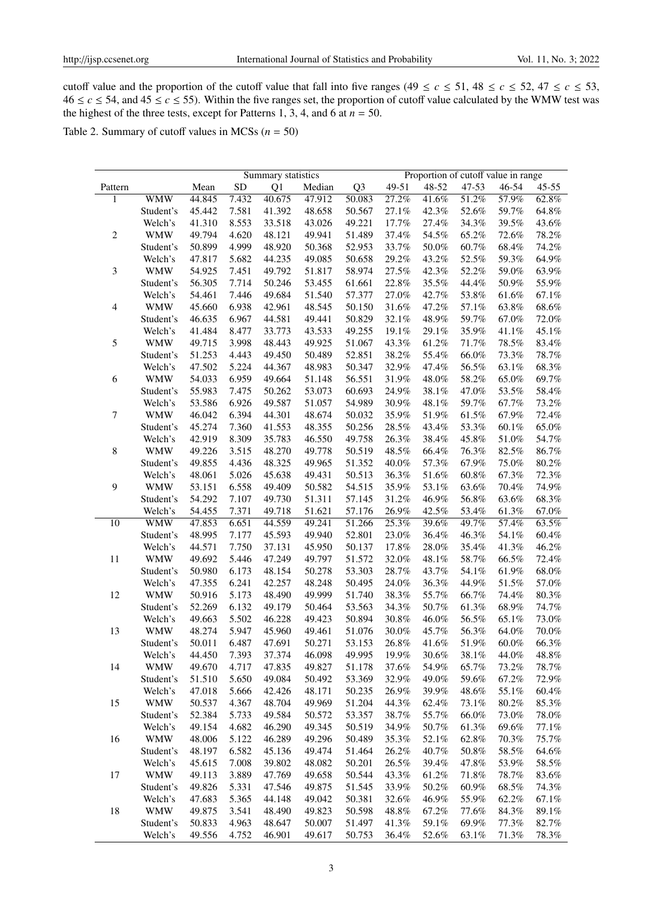cutoff value and the proportion of the cutoff value that fall into five ranges ($49 \le c \le 51$, $48 \le c \le 52$, $47 \le c \le 53$, $46 \le c \le 54$, and $45 \le c \le 55$). Within the five ranges set, the proportion of cutoff value calculated by the WMW test was the highest of the three tests, except for Patterns 1, 3, 4, and 6 at $n = 50$.

Table 2. Summary of cutoff values in MCSs ($n = 50$)

| | | Summary statistics | | | | | Proportion of cutoff value in range | | | | |
|---|---|---|---|---|---|---|---|---|---|---|---|
| Pattern | | Mean | SD | Q1 | Median | Q3 | 49-51 | 48-52 | 47-53 | 46-54 | 45-55 |
| 1 | WMW | 44.845 | 7.432 | 40.675 | 47.912 | 50.083 | 27.2% | 41.6% | 51.2% | 57.9% | 62.8% |
| | Student's | 45.442 | 7.581 | 41.392 | 48.658 | 50.567 | 27.1% | 42.3% | 52.6% | 59.7% | 64.8% |
| | Welch's | 41.310 | 8.553 | 33.518 | 43.026 | 49.221 | 17.7% | 27.4% | 34.3% | 39.5% | 43.6% |
| 2 | WMW | 49.794 | 4.620 | 48.121 | 49.941 | 51.489 | 37.4% | 54.5% | 65.2% | 72.6% | 78.2% |
| | Student's | 50.899 | 4.999 | 48.920 | 50.368 | 52.953 | 33.7% | 50.0% | 60.7% | 68.4% | 74.2% |
| | Welch's | 47.817 | 5.682 | 44.235 | 49.085 | 50.658 | 29.2% | 43.2% | 52.5% | 59.3% | 64.9% |
| 3 | WMW | 54.925 | 7.451 | 49.792 | 51.817 | 58.974 | 27.5% | 42.3% | 52.2% | 59.0% | 63.9% |
| | Student's | 56.305 | 7.714 | 50.246 | 53.455 | 61.661 | 22.8% | 35.5% | 44.4% | 50.9% | 55.9% |
| | Welch's | 54.461 | 7.446 | 49.684 | 51.540 | 57.377 | 27.0% | 42.7% | 53.8% | 61.6% | 67.1% |
| 4 | WMW | 45.660 | 6.938 | 42.961 | 48.545 | 50.150 | 31.6% | 47.2% | 57.1% | 63.8% | 68.6% |
| | Student's | 46.635 | 6.967 | 44.581 | 49.441 | 50.829 | 32.1% | 48.9% | 59.7% | 67.0% | 72.0% |
| | Welch's | 41.484 | 8.477 | 33.773 | 43.533 | 49.255 | 19.1% | 29.1% | 35.9% | 41.1% | 45.1% |
| 5 | WMW | 49.715 | 3.998 | 48.443 | 49.925 | 51.067 | 43.3% | 61.2% | 71.7% | 78.5% | 83.4% |
| | Student's | 51.253 | 4.443 | 49.450 | 50.489 | 52.851 | 38.2% | 55.4% | 66.0% | 73.3% | 78.7% |
| | Welch's | 47.502 | 5.224 | 44.367 | 48.983 | 50.347 | 32.9% | 47.4% | 56.5% | 63.1% | 68.3% |
| 6 | WMW | 54.033 | 6.959 | 49.664 | 51.148 | 56.551 | 31.9% | 48.0% | 58.2% | 65.0% | 69.7% |
| | Student's | 55.983 | 7.475 | 50.262 | 53.073 | 60.693 | 24.9% | 38.1% | 47.0% | 53.5% | 58.4% |
| | Welch's | 53.586 | 6.926 | 49.587 | 51.057 | 54.989 | 30.9% | 48.1% | 59.7% | 67.7% | 73.2% |
| 7 | WMW | 46.042 | 6.394 | 44.301 | 48.674 | 50.032 | 35.9% | 51.9% | 61.5% | 67.9% | 72.4% |
| | Student's | 45.274 | 7.360 | 41.553 | 48.355 | 50.256 | 28.5% | 43.4% | 53.3% | 60.1% | 65.0% |
| | Welch's | 42.919 | 8.309 | 35.783 | 46.550 | 49.758 | 26.3% | 38.4% | 45.8% | 51.0% | 54.7% |
| 8 | WMW | 49.226 | 3.515 | 48.270 | 49.778 | 50.519 | 48.5% | 66.4% | 76.3% | 82.5% | 86.7% |
| | Student's | 49.855 | 4.436 | 48.325 | 49.965 | 51.352 | 40.0% | 57.3% | 67.9% | 75.0% | 80.2% |
| | Welch's | 48.061 | 5.026 | 45.638 | 49.431 | 50.513 | 36.3% | 51.6% | 60.8% | 67.3% | 72.3% |
| 9 | WMW | 53.151 | 6.558 | 49.409 | 50.582 | 54.515 | 35.9% | 53.1% | 63.6% | 70.4% | 74.9% |
| | Student's | 54.292 | 7.107 | 49.730 | 51.311 | 57.145 | 31.2% | 46.9% | 56.8% | 63.6% | 68.3% |
| | Welch's | 54.455 | 7.371 | 49.718 | 51.621 | 57.176 | 26.9% | 42.5% | 53.4% | 61.3% | 67.0% |
| 10 | WMW | 47.853 | 6.651 | 44.559 | 49.241 | 51.266 | 25.3% | 39.6% | 49.7% | 57.4% | 63.5% |
| | Student's | 48.995 | 7.177 | 45.593 | 49.940 | 52.801 | 23.0% | 36.4% | 46.3% | 54.1% | 60.4% |
| | Welch's | 44.571 | 7.750 | 37.131 | 45.950 | 50.137 | 17.8% | 28.0% | 35.4% | 41.3% | 46.2% |
| 11 | WMW | 49.692 | 5.446 | 47.249 | 49.797 | 51.572 | 32.0% | 48.1% | 58.7% | 66.5% | 72.4% |
| | Student's | 50.980 | 6.173 | 48.154 | 50.278 | 53.303 | 28.7% | 43.7% | 54.1% | 61.9% | 68.0% |
| | Welch's | 47.355 | 6.241 | 42.257 | 48.248 | 50.495 | 24.0% | 36.3% | 44.9% | 51.5% | 57.0% |
| 12 | WMW | 50.916 | 5.173 | 48.490 | 49.999 | 51.740 | 38.3% | 55.7% | 66.7% | 74.4% | 80.3% |
| | Student's | 52.269 | 6.132 | 49.179 | 50.464 | 53.563 | 34.3% | 50.7% | 61.3% | 68.9% | 74.7% |
| | Welch's | 49.663 | 5.502 | 46.228 | 49.423 | 50.894 | 30.8% | 46.0% | 56.5% | 65.1% | 73.0% |
| 13 | WMW | 48.274 | 5.947 | 45.960 | 49.461 | 51.076 | 30.0% | 45.7% | 56.3% | 64.0% | 70.0% |
| | Student's | 50.011 | 6.487 | 47.691 | 50.271 | 53.153 | 26.8% | 41.6% | 51.9% | 60.0% | 66.3% |
| | Welch's | 44.450 | 7.393 | 37.374 | 46.098 | 49.995 | 19.9% | 30.6% | 38.1% | 44.0% | 48.8% |
| 14 | WMW | 49.670 | 4.717 | 47.835 | 49.827 | 51.178 | 37.6% | 54.9% | 65.7% | 73.2% | 78.7% |
| | Student's | 51.510 | 5.650 | 49.084 | 50.492 | 53.369 | 32.9% | 49.0% | 59.6% | 67.2% | 72.9% |
| | Welch's | 47.018 | 5.666 | 42.426 | 48.171 | 50.235 | 26.9% | 39.9% | 48.6% | 55.1% | 60.4% |
| 15 | WMW | 50.537 | 4.367 | 48.704 | 49.969 | 51.204 | 44.3% | 62.4% | 73.1% | 80.2% | 85.3% |
| | Student's | 52.384 | 5.733 | 49.584 | 50.572 | 53.357 | 38.7% | 55.7% | 66.0% | 73.0% | 78.0% |
| | Welch's | 49.154 | 4.682 | 46.290 | 49.345 | 50.519 | 34.9% | 50.7% | 61.3% | 69.6% | 77.1% |
| 16 | WMW | 48.006 | 5.122 | 46.289 | 49.296 | 50.489 | 35.3% | 52.1% | 62.8% | 70.3% | 75.7% |
| | Student's | 48.197 | 6.582 | 45.136 | 49.474 | 51.464 | 26.2% | 40.7% | 50.8% | 58.5% | 64.6% |
| | Welch's | 45.615 | 7.008 | 39.802 | 48.082 | 50.201 | 26.5% | 39.4% | 47.8% | 53.9% | 58.5% |
| 17 | WMW | 49.113 | 3.889 | 47.769 | 49.658 | 50.544 | 43.3% | 61.2% | 71.8% | 78.7% | 83.6% |
| | Student's | 49.826 | 5.331 | 47.546 | 49.875 | 51.545 | 33.9% | 50.2% | 60.9% | 68.5% | 74.3% |
| | Welch's | 47.683 | 5.365 | 44.148 | 49.042 | 50.381 | 32.6% | 46.9% | 55.9% | 62.2% | 67.1% |
| 18 | WMW | 49.875 | 3.541 | 48.490 | 49.823 | 50.598 | 48.8% | 67.2% | 77.6% | 84.3% | 89.1% |
| | Student's | 50.833 | 4.963 | 48.647 | 50.007 | 51.497 | 41.3% | 59.1% | 69.9% | 77.3% | 82.7% |
| | Welch's | 49.556 | 4.752 | 46.901 | 49.617 | 50.753 | 36.4% | 52.6% | 63.1% | 71.3% | 78.3% |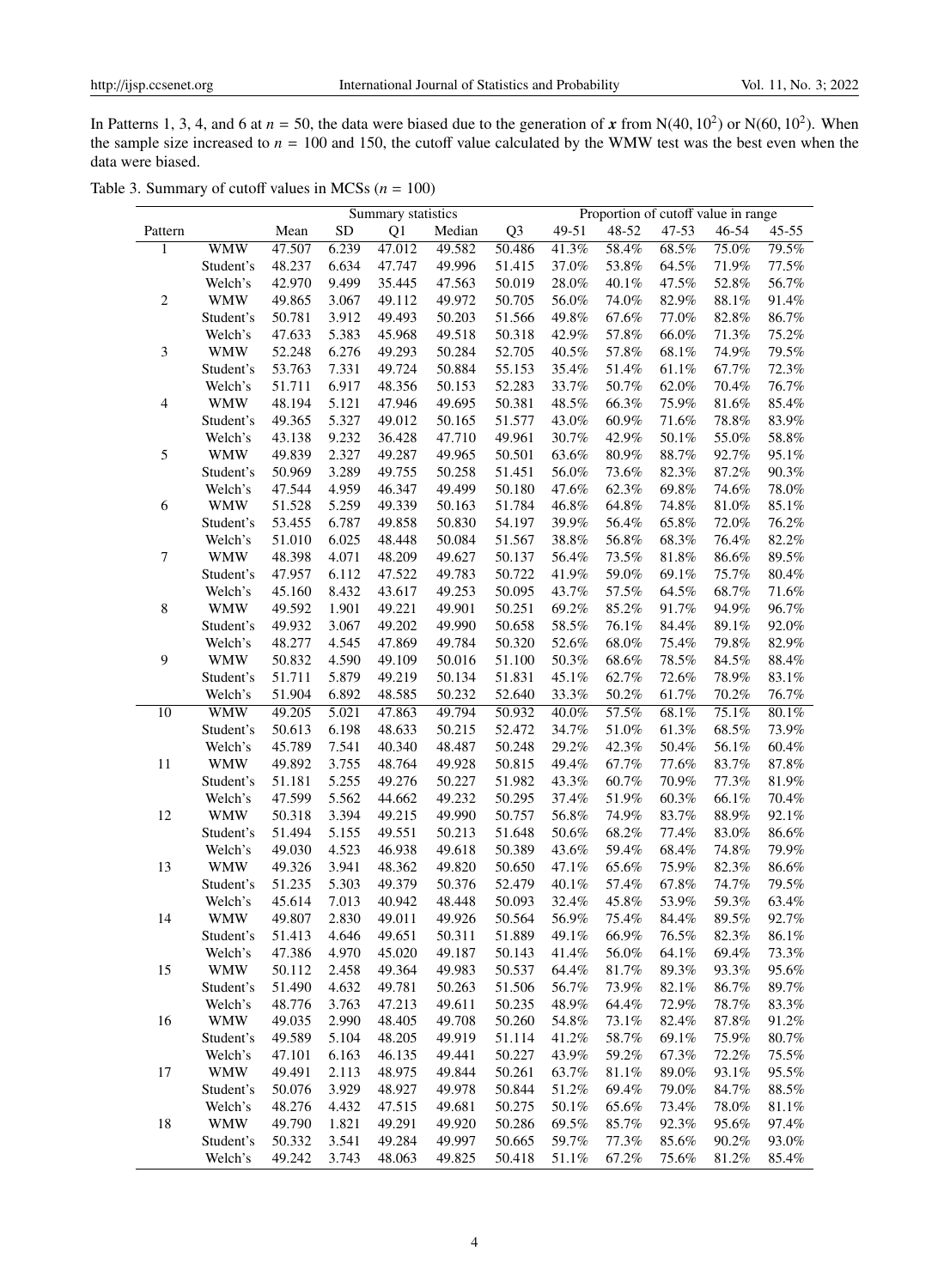In Patterns 1, 3, 4, and 6 at $n = 50$, the data were biased due to the generation of $\boldsymbol{x}$ from $N(40, 10^2)$ or $N(60, 10^2)$. When the sample size increased to $n = 100$ and 150, the cutoff value calculated by the WMW test was the best even when the data were biased.

Table 3. Summary of cutoff values in MCSs ($n = 100$)

| | | Summary statistics | | | | | Proportion of cutoff value in range | | | | |
|---|---|---|---|---|---|---|---|---|---|---|---|
| Pattern | | Mean | SD | Q1 | Median | Q3 | 49-51 | 48-52 | 47-53 | 46-54 | 45-55 |
| 1 | WMW | 47.507 | 6.239 | 47.012 | 49.582 | 50.486 | 41.3% | 58.4% | 68.5% | 75.0% | 79.5% |
| | Student's | 48.237 | 6.634 | 47.747 | 49.996 | 51.415 | 37.0% | 53.8% | 64.5% | 71.9% | 77.5% |
| | Welch's | 42.970 | 9.499 | 35.445 | 47.563 | 50.019 | 28.0% | 40.1% | 47.5% | 52.8% | 56.7% |
| 2 | WMW | 49.865 | 3.067 | 49.112 | 49.972 | 50.705 | 56.0% | 74.0% | 82.9% | 88.1% | 91.4% |
| | Student's | 50.781 | 3.912 | 49.493 | 50.203 | 51.566 | 49.8% | 67.6% | 77.0% | 82.8% | 86.7% |
| | Welch's | 47.633 | 5.383 | 45.968 | 49.518 | 50.318 | 42.9% | 57.8% | 66.0% | 71.3% | 75.2% |
| 3 | WMW | 52.248 | 6.276 | 49.293 | 50.284 | 52.705 | 40.5% | 57.8% | 68.1% | 74.9% | 79.5% |
| | Student's | 53.763 | 7.331 | 49.724 | 50.884 | 55.153 | 35.4% | 51.4% | 61.1% | 67.7% | 72.3% |
| | Welch's | 51.711 | 6.917 | 48.356 | 50.153 | 52.283 | 33.7% | 50.7% | 62.0% | 70.4% | 76.7% |
| 4 | WMW | 48.194 | 5.121 | 47.946 | 49.695 | 50.381 | 48.5% | 66.3% | 75.9% | 81.6% | 85.4% |
| | Student's | 49.365 | 5.327 | 49.012 | 50.165 | 51.577 | 43.0% | 60.9% | 71.6% | 78.8% | 83.9% |
| | Welch's | 43.138 | 9.232 | 36.428 | 47.710 | 49.961 | 30.7% | 42.9% | 50.1% | 55.0% | 58.8% |
| 5 | WMW | 49.839 | 2.327 | 49.287 | 49.965 | 50.501 | 63.6% | 80.9% | 88.7% | 92.7% | 95.1% |
| | Student's | 50.969 | 3.289 | 49.755 | 50.258 | 51.451 | 56.0% | 73.6% | 82.3% | 87.2% | 90.3% |
| | Welch's | 47.544 | 4.959 | 46.347 | 49.499 | 50.180 | 47.6% | 62.3% | 69.8% | 74.6% | 78.0% |
| 6 | WMW | 51.528 | 5.259 | 49.339 | 50.163 | 51.784 | 46.8% | 64.8% | 74.8% | 81.0% | 85.1% |
| | Student's | 53.455 | 6.787 | 49.858 | 50.830 | 54.197 | 39.9% | 56.4% | 65.8% | 72.0% | 76.2% |
| | Welch's | 51.010 | 6.025 | 48.448 | 50.084 | 51.567 | 38.8% | 56.8% | 68.3% | 76.4% | 82.2% |
| 7 | WMW | 48.398 | 4.071 | 48.209 | 49.627 | 50.137 | 56.4% | 73.5% | 81.8% | 86.6% | 89.5% |
| | Student's | 47.957 | 6.112 | 47.522 | 49.783 | 50.722 | 41.9% | 59.0% | 69.1% | 75.7% | 80.4% |
| | Welch's | 45.160 | 8.432 | 43.617 | 49.253 | 50.095 | 43.7% | 57.5% | 64.5% | 68.7% | 71.6% |
| 8 | WMW | 49.592 | 1.901 | 49.221 | 49.901 | 50.251 | 69.2% | 85.2% | 91.7% | 94.9% | 96.7% |
| | Student's | 49.932 | 3.067 | 49.202 | 49.990 | 50.658 | 58.5% | 76.1% | 84.4% | 89.1% | 92.0% |
| | Welch's | 48.277 | 4.545 | 47.869 | 49.784 | 50.320 | 52.6% | 68.0% | 75.4% | 79.8% | 82.9% |
| 9 | WMW | 50.832 | 4.590 | 49.109 | 50.016 | 51.100 | 50.3% | 68.6% | 78.5% | 84.5% | 88.4% |
| | Student's | 51.711 | 5.879 | 49.219 | 50.134 | 51.831 | 45.1% | 62.7% | 72.6% | 78.9% | 83.1% |
| | Welch's | 51.904 | 6.892 | 48.585 | 50.232 | 52.640 | 33.3% | 50.2% | 61.7% | 70.2% | 76.7% |
| 10 | WMW | 49.205 | 5.021 | 47.863 | 49.794 | 50.932 | 40.0% | 57.5% | 68.1% | 75.1% | 80.1% |
| | Student's | 50.613 | 6.198 | 48.633 | 50.215 | 52.472 | 34.7% | 51.0% | 61.3% | 68.5% | 73.9% |
| | Welch's | 45.789 | 7.541 | 40.340 | 48.487 | 50.248 | 29.2% | 42.3% | 50.4% | 56.1% | 60.4% |
| 11 | WMW | 49.892 | 3.755 | 48.764 | 49.928 | 50.815 | 49.4% | 67.7% | 77.6% | 83.7% | 87.8% |
| | Student's | 51.181 | 5.255 | 49.276 | 50.227 | 51.982 | 43.3% | 60.7% | 70.9% | 77.3% | 81.9% |
| | Welch's | 47.599 | 5.562 | 44.662 | 49.232 | 50.295 | 37.4% | 51.9% | 60.3% | 66.1% | 70.4% |
| 12 | WMW | 50.318 | 3.394 | 49.215 | 49.990 | 50.757 | 56.8% | 74.9% | 83.7% | 88.9% | 92.1% |
| | Student's | 51.494 | 5.155 | 49.551 | 50.213 | 51.648 | 50.6% | 68.2% | 77.4% | 83.0% | 86.6% |
| | Welch's | 49.030 | 4.523 | 46.938 | 49.618 | 50.389 | 43.6% | 59.4% | 68.4% | 74.8% | 79.9% |
| 13 | WMW | 49.326 | 3.941 | 48.362 | 49.820 | 50.650 | 47.1% | 65.6% | 75.9% | 82.3% | 86.6% |
| | Student's | 51.235 | 5.303 | 49.379 | 50.376 | 52.479 | 40.1% | 57.4% | 67.8% | 74.7% | 79.5% |
| | Welch's | 45.614 | 7.013 | 40.942 | 48.448 | 50.093 | 32.4% | 45.8% | 53.9% | 59.3% | 63.4% |
| 14 | WMW | 49.807 | 2.830 | 49.011 | 49.926 | 50.564 | 56.9% | 75.4% | 84.4% | 89.5% | 92.7% |
| | Student's | 51.413 | 4.646 | 49.651 | 50.311 | 51.889 | 49.1% | 66.9% | 76.5% | 82.3% | 86.1% |
| | Welch's | 47.386 | 4.970 | 45.020 | 49.187 | 50.143 | 41.4% | 56.0% | 64.1% | 69.4% | 73.3% |
| 15 | WMW | 50.112 | 2.458 | 49.364 | 49.983 | 50.537 | 64.4% | 81.7% | 89.3% | 93.3% | 95.6% |
| | Student's | 51.490 | 4.632 | 49.781 | 50.263 | 51.506 | 56.7% | 73.9% | 82.1% | 86.7% | 89.7% |
| | Welch's | 48.776 | 3.763 | 47.213 | 49.611 | 50.235 | 48.9% | 64.4% | 72.9% | 78.7% | 83.3% |
| 16 | WMW | 49.035 | 2.990 | 48.405 | 49.708 | 50.260 | 54.8% | 73.1% | 82.4% | 87.8% | 91.2% |
| | Student's | 49.589 | 5.104 | 48.205 | 49.919 | 51.114 | 41.2% | 58.7% | 69.1% | 75.9% | 80.7% |
| | Welch's | 47.101 | 6.163 | 46.135 | 49.441 | 50.227 | 43.9% | 59.2% | 67.3% | 72.2% | 75.5% |
| 17 | WMW | 49.491 | 2.113 | 48.975 | 49.844 | 50.261 | 63.7% | 81.1% | 89.0% | 93.1% | 95.5% |
| | Student's | 50.076 | 3.929 | 48.927 | 49.978 | 50.844 | 51.2% | 69.4% | 79.0% | 84.7% | 88.5% |
| | Welch's | 48.276 | 4.432 | 47.515 | 49.681 | 50.275 | 50.1% | 65.6% | 73.4% | 78.0% | 81.1% |
| 18 | WMW | 49.790 | 1.821 | 49.291 | 49.920 | 50.286 | 69.5% | 85.7% | 92.3% | 95.6% | 97.4% |
| | Student's | 50.332 | 3.541 | 49.284 | 49.997 | 50.665 | 59.7% | 77.3% | 85.6% | 90.2% | 93.0% |
| | Welch's | 49.242 | 3.743 | 48.063 | 49.825 | 50.418 | 51.1% | 67.2% | 75.6% | 81.2% | 85.4% |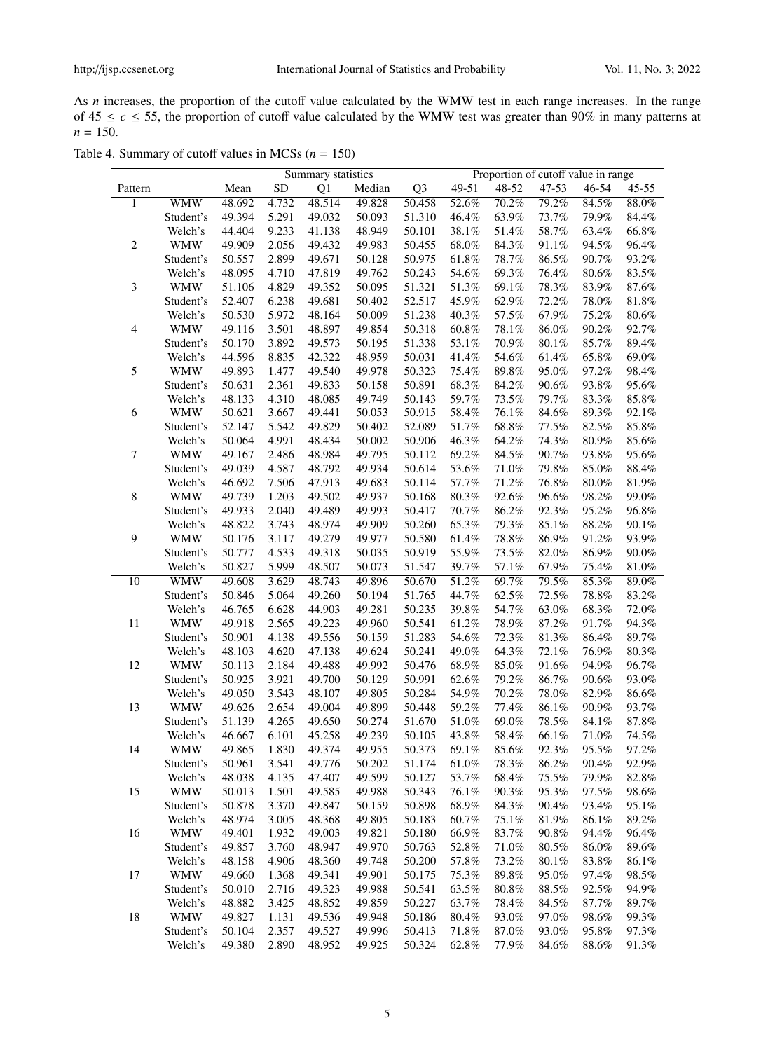As $n$ increases, the proportion of the cutoff value calculated by the WMW test in each range increases. In the range of $45 \leq c \leq 55$, the proportion of cutoff value calculated by the WMW test was greater than 90% in many patterns at $n = 150$.

Table 4. Summary of cutoff values in MCSs ($n = 150$)

| | | Summary statistics | | | | | Proportion of cutoff value in range | | | | |
|---|---|---|---|---|---|---|---|---|---|---|---|
| Pattern | | Mean | SD | Q1 | Median | Q3 | 49-51 | 48-52 | 47-53 | 46-54 | 45-55 |
| 1 | WMW | 48.692 | 4.732 | 48.514 | 49.828 | 50.458 | 52.6% | 70.2% | 79.2% | 84.5% | 88.0% |
| | Student's | 49.394 | 5.291 | 49.032 | 50.093 | 51.310 | 46.4% | 63.9% | 73.7% | 79.9% | 84.4% |
| | Welch's | 44.404 | 9.233 | 41.138 | 48.949 | 50.101 | 38.1% | 51.4% | 58.7% | 63.4% | 66.8% |
| 2 | WMW | 49.909 | 2.056 | 49.432 | 49.983 | 50.455 | 68.0% | 84.3% | 91.1% | 94.5% | 96.4% |
| | Student's | 50.557 | 2.899 | 49.671 | 50.128 | 50.975 | 61.8% | 78.7% | 86.5% | 90.7% | 93.2% |
| | Welch's | 48.095 | 4.710 | 47.819 | 49.762 | 50.243 | 54.6% | 69.3% | 76.4% | 80.6% | 83.5% |
| 3 | WMW | 51.106 | 4.829 | 49.352 | 50.095 | 51.321 | 51.3% | 69.1% | 78.3% | 83.9% | 87.6% |
| | Student's | 52.407 | 6.238 | 49.681 | 50.402 | 52.517 | 45.9% | 62.9% | 72.2% | 78.0% | 81.8% |
| | Welch's | 50.530 | 5.972 | 48.164 | 50.009 | 51.238 | 40.3% | 57.5% | 67.9% | 75.2% | 80.6% |
| 4 | WMW | 49.116 | 3.501 | 48.897 | 49.854 | 50.318 | 60.8% | 78.1% | 86.0% | 90.2% | 92.7% |
| | Student's | 50.170 | 3.892 | 49.573 | 50.195 | 51.338 | 53.1% | 70.9% | 80.1% | 85.7% | 89.4% |
| | Welch's | 44.596 | 8.835 | 42.322 | 48.959 | 50.031 | 41.4% | 54.6% | 61.4% | 65.8% | 69.0% |
| 5 | WMW | 49.893 | 1.477 | 49.540 | 49.978 | 50.323 | 75.4% | 89.8% | 95.0% | 97.2% | 98.4% |
| | Student's | 50.631 | 2.361 | 49.833 | 50.158 | 50.891 | 68.3% | 84.2% | 90.6% | 93.8% | 95.6% |
| | Welch's | 48.133 | 4.310 | 48.085 | 49.749 | 50.143 | 59.7% | 73.5% | 79.7% | 83.3% | 85.8% |
| 6 | WMW | 50.621 | 3.667 | 49.441 | 50.053 | 50.915 | 58.4% | 76.1% | 84.6% | 89.3% | 92.1% |
| | Student's | 52.147 | 5.542 | 49.829 | 50.402 | 52.089 | 51.7% | 68.8% | 77.5% | 82.5% | 85.8% |
| | Welch's | 50.064 | 4.991 | 48.434 | 50.002 | 50.906 | 46.3% | 64.2% | 74.3% | 80.9% | 85.6% |
| 7 | WMW | 49.167 | 2.486 | 48.984 | 49.795 | 50.112 | 69.2% | 84.5% | 90.7% | 93.8% | 95.6% |
| | Student's | 49.039 | 4.587 | 48.792 | 49.934 | 50.614 | 53.6% | 71.0% | 79.8% | 85.0% | 88.4% |
| | Welch's | 46.692 | 7.506 | 47.913 | 49.683 | 50.114 | 57.7% | 71.2% | 76.8% | 80.0% | 81.9% |
| 8 | WMW | 49.739 | 1.203 | 49.502 | 49.937 | 50.168 | 80.3% | 92.6% | 96.6% | 98.2% | 99.0% |
| | Student's | 49.933 | 2.040 | 49.489 | 49.993 | 50.417 | 70.7% | 86.2% | 92.3% | 95.2% | 96.8% |
| | Welch's | 48.822 | 3.743 | 48.974 | 49.909 | 50.260 | 65.3% | 79.3% | 85.1% | 88.2% | 90.1% |
| 9 | WMW | 50.176 | 3.117 | 49.279 | 49.977 | 50.580 | 61.4% | 78.8% | 86.9% | 91.2% | 93.9% |
| | Student's | 50.777 | 4.533 | 49.318 | 50.035 | 50.919 | 55.9% | 73.5% | 82.0% | 86.9% | 90.0% |
| | Welch's | 50.827 | 5.999 | 48.507 | 50.073 | 51.547 | 39.7% | 57.1% | 67.9% | 75.4% | 81.0% |
| 10 | WMW | 49.608 | 3.629 | 48.743 | 49.896 | 50.670 | 51.2% | 69.7% | 79.5% | 85.3% | 89.0% |
| | Student's | 50.846 | 5.064 | 49.260 | 50.194 | 51.765 | 44.7% | 62.5% | 72.5% | 78.8% | 83.2% |
| | Welch's | 46.765 | 6.628 | 44.903 | 49.281 | 50.235 | 39.8% | 54.7% | 63.0% | 68.3% | 72.0% |
| 11 | WMW | 49.918 | 2.565 | 49.223 | 49.960 | 50.541 | 61.2% | 78.9% | 87.2% | 91.7% | 94.3% |
| | Student's | 50.901 | 4.138 | 49.556 | 50.159 | 51.283 | 54.6% | 72.3% | 81.3% | 86.4% | 89.7% |
| | Welch's | 48.103 | 4.620 | 47.138 | 49.624 | 50.241 | 49.0% | 64.3% | 72.1% | 76.9% | 80.3% |
| 12 | WMW | 50.113 | 2.184 | 49.488 | 49.992 | 50.476 | 68.9% | 85.0% | 91.6% | 94.9% | 96.7% |
| | Student's | 50.925 | 3.921 | 49.700 | 50.129 | 50.991 | 62.6% | 79.2% | 86.7% | 90.6% | 93.0% |
| | Welch's | 49.050 | 3.543 | 48.107 | 49.805 | 50.284 | 54.9% | 70.2% | 78.0% | 82.9% | 86.6% |
| 13 | WMW | 49.626 | 2.654 | 49.004 | 49.899 | 50.448 | 59.2% | 77.4% | 86.1% | 90.9% | 93.7% |
| | Student's | 51.139 | 4.265 | 49.650 | 50.274 | 51.670 | 51.0% | 69.0% | 78.5% | 84.1% | 87.8% |
| | Welch's | 46.667 | 6.101 | 45.258 | 49.239 | 50.105 | 43.8% | 58.4% | 66.1% | 71.0% | 74.5% |
| 14 | WMW | 49.865 | 1.830 | 49.374 | 49.955 | 50.373 | 69.1% | 85.6% | 92.3% | 95.5% | 97.2% |
| | Student's | 50.961 | 3.541 | 49.776 | 50.202 | 51.174 | 61.0% | 78.3% | 86.2% | 90.4% | 92.9% |
| | Welch's | 48.038 | 4.135 | 47.407 | 49.599 | 50.127 | 53.7% | 68.4% | 75.5% | 79.9% | 82.8% |
| 15 | WMW | 50.013 | 1.501 | 49.585 | 49.988 | 50.343 | 76.1% | 90.3% | 95.3% | 97.5% | 98.6% |
| | Student's | 50.878 | 3.370 | 49.847 | 50.159 | 50.898 | 68.9% | 84.3% | 90.4% | 93.4% | 95.1% |
| | Welch's | 48.974 | 3.005 | 48.368 | 49.805 | 50.183 | 60.7% | 75.1% | 81.9% | 86.1% | 89.2% |
| 16 | WMW | 49.401 | 1.932 | 49.003 | 49.821 | 50.180 | 66.9% | 83.7% | 90.8% | 94.4% | 96.4% |
| | Student's | 49.857 | 3.760 | 48.947 | 49.970 | 50.763 | 52.8% | 71.0% | 80.5% | 86.0% | 89.6% |
| | Welch's | 48.158 | 4.906 | 48.360 | 49.748 | 50.200 | 57.8% | 73.2% | 80.1% | 83.8% | 86.1% |
| 17 | WMW | 49.660 | 1.368 | 49.341 | 49.901 | 50.175 | 75.3% | 89.8% | 95.0% | 97.4% | 98.5% |
| | Student's | 50.010 | 2.716 | 49.323 | 49.988 | 50.541 | 63.5% | 80.8% | 88.5% | 92.5% | 94.9% |
| | Welch's | 48.882 | 3.425 | 48.852 | 49.859 | 50.227 | 63.7% | 78.4% | 84.5% | 87.7% | 89.7% |
| 18 | WMW | 49.827 | 1.131 | 49.536 | 49.948 | 50.186 | 80.4% | 93.0% | 97.0% | 98.6% | 99.3% |
| | Student's | 50.104 | 2.357 | 49.527 | 49.996 | 50.413 | 71.8% | 87.0% | 93.0% | 95.8% | 97.3% |
| | Welch's | 49.380 | 2.890 | 48.952 | 49.925 | 50.324 | 62.8% | 77.9% | 84.6% | 88.6% | 91.3% |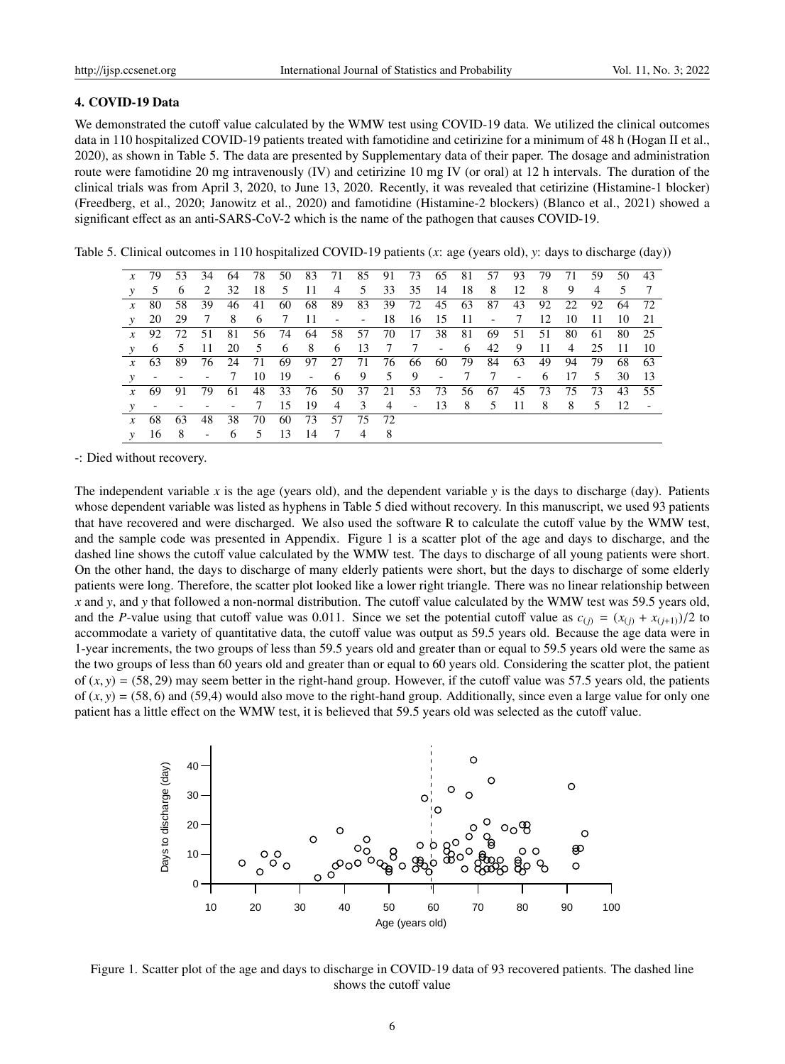## 4. COVID-19 Data

We demonstrated the cutoff value calculated by the WMW test using COVID-19 data. We utilized the clinical outcomes data in 110 hospitalized COVID-19 patients treated with famotidine and cetirizine for a minimum of 48 h (Hogan II et al., 2020), as shown in Table 5. The data are presented by Supplementary data of their paper. The dosage and administration route were famotidine 20 mg intravenously (IV) and cetirizine 10 mg IV (or oral) at 12 h intervals. The duration of the clinical trials was from April 3, 2020, to June 13, 2020. Recently, it was revealed that cetirizine (Histamine-1 blocker) (Freedberg, et al., 2020; Janowitz et al., 2020) and famotidine (Histamine-2 blockers) (Blanco et al., 2021) showed a significant effect as an anti-SARS-CoV-2 which is the name of the pathogen that causes COVID-19.

Table 5. Clinical outcomes in 110 hospitalized COVID-19 patients ($x$: age (years old), $y$: days to discharge (day))

| | | | | | | | | | | | | | | | | | | | | |
|---|---|---|---|---|---|---|---|---|---|---|---|---|---|---|---|---|---|---|---|---|
| $x$ | 79 | 53 | 34 | 64 | 78 | 50 | 83 | 71 | 85 | 91 | 73 | 65 | 81 | 57 | 93 | 79 | 71 | 59 | 50 | 43 |
| $y$ | 5 | 6 | 2 | 32 | 18 | 5 | 11 | 4 | 5 | 33 | 35 | 14 | 18 | 8 | 12 | 8 | 9 | 4 | 5 | 7 |
| $x$ | 80 | 58 | 39 | 46 | 41 | 60 | 68 | 89 | 83 | 39 | 72 | 45 | 63 | 87 | 43 | 92 | 22 | 92 | 64 | 72 |
| $y$ | 20 | 29 | 7 | 8 | 6 | 7 | 11 | - | - | 18 | 16 | 15 | 11 | - | 7 | 12 | 10 | 11 | 10 | 21 |
| $x$ | 92 | 72 | 51 | 81 | 56 | 74 | 64 | 58 | 57 | 70 | 17 | 38 | 81 | 69 | 51 | 51 | 80 | 61 | 80 | 25 |
| $y$ | 6 | 5 | 11 | 20 | 5 | 6 | 8 | 6 | 13 | 7 | 7 | - | 6 | 42 | 9 | 11 | 4 | 25 | 11 | 10 |
| $x$ | 63 | 89 | 76 | 24 | 71 | 69 | 97 | 27 | 71 | 76 | 66 | 60 | 79 | 84 | 63 | 49 | 94 | 79 | 68 | 63 |
| $y$ | - | - | - | 7 | 10 | 19 | - | 6 | 9 | 5 | 9 | - | 7 | 7 | - | 6 | 17 | 5 | 30 | 13 |
| $x$ | 69 | 91 | 79 | 61 | 48 | 33 | 76 | 50 | 37 | 21 | 53 | 73 | 56 | 67 | 45 | 73 | 75 | 73 | 43 | 55 |
| $y$ | - | - | - | - | 7 | 15 | 19 | 4 | 3 | 4 | - | 13 | 8 | 5 | 11 | 8 | 8 | 5 | 12 | - |
| $x$ | 68 | 63 | 48 | 38 | 70 | 60 | 73 | 57 | 75 | 72 | | | | | | | | | | |
| $y$ | 16 | 8 | - | 6 | 5 | 13 | 14 | 7 | 4 | 8 | | | | | | | | | | |

-: Died without recovery.

The independent variable $x$ is the age (years old), and the dependent variable $y$ is the days to discharge (day). Patients whose dependent variable was listed as hyphens in Table 5 died without recovery. In this manuscript, we used 93 patients that have recovered and were discharged. We also used the software R to calculate the cutoff value by the WMW test, and the sample code was presented in Appendix. Figure 1 is a scatter plot of the age and days to discharge, and the dashed line shows the cutoff value calculated by the WMW test. The days to discharge of all young patients were short. On the other hand, the days to discharge of many elderly patients were short, but the days to discharge of some elderly patients were long. Therefore, the scatter plot looked like a lower right triangle. There was no linear relationship between $x$ and $y$, and $y$ that followed a non-normal distribution. The cutoff value calculated by the WMW test was 59.5 years old, and the $P$-value using that cutoff value was 0.011. Since we set the potential cutoff value as $c_{(j)} = (x_{(j)} + x_{(j+1)})/2$ to accommodate a variety of quantitative data, the cutoff value was output as 59.5 years old. Because the age data were in 1-year increments, the two groups of less than 59.5 years old and greater than or equal to 59.5 years old were the same as the two groups of less than 60 years old and greater than or equal to 60 years old. Considering the scatter plot, the patient of $(x, y) = (58, 29)$ may seem better in the right-hand group. However, if the cutoff value was 57.5 years old, the patients of $(x, y) = (58, 6)$ and $(59,4)$ would also move to the right-hand group. Additionally, since even a large value for only one patient has a little effect on the WMW test, it is believed that 59.5 years old was selected as the cutoff value.

Figure 1. Scatter plot of the age and days to discharge in COVID-19 data of 93 recovered patients. The dashed line shows the cutoff value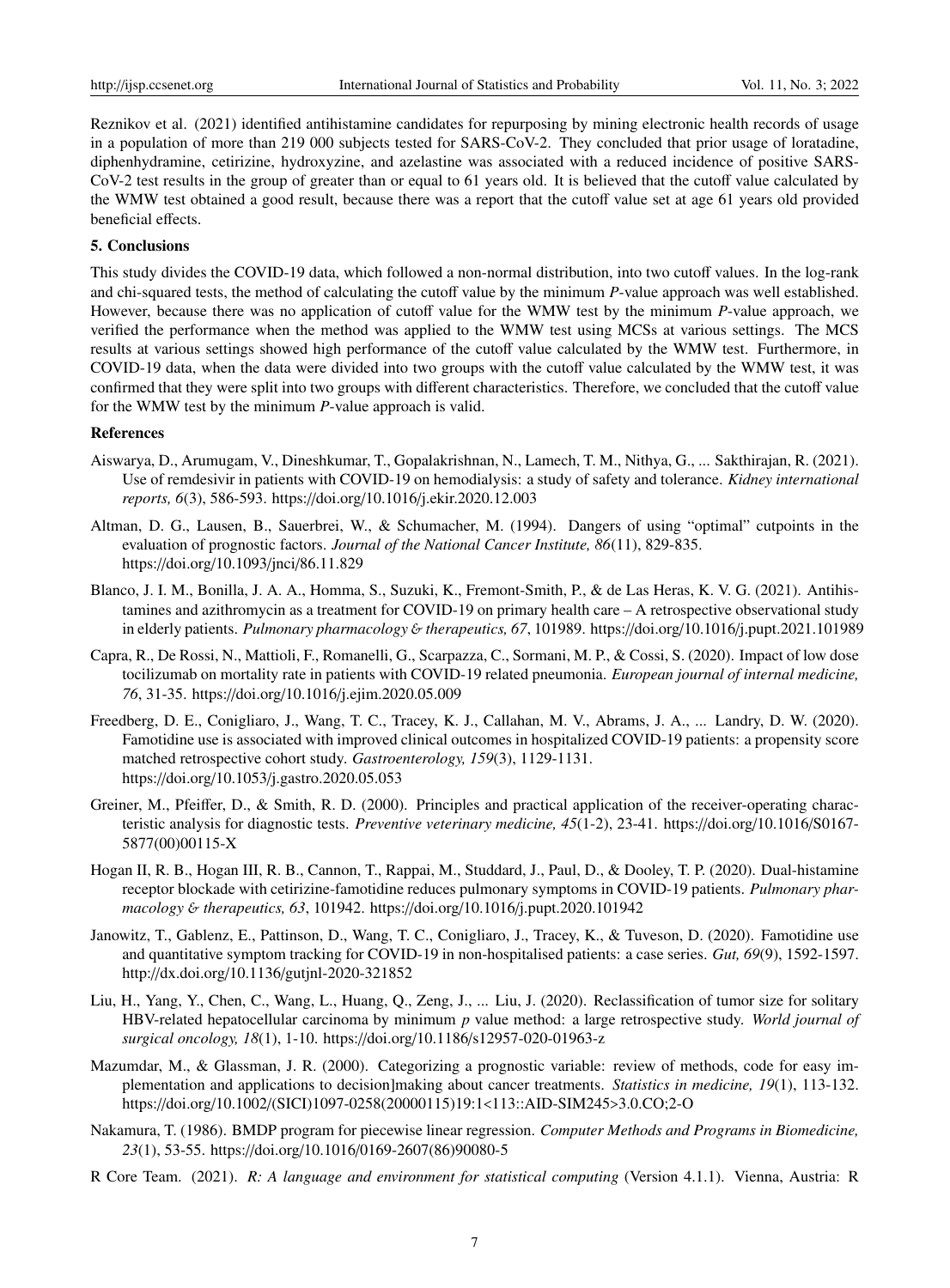Reznikov et al. (2021) identified antihistamine candidates for repurposing by mining electronic health records of usage in a population of more than 219 000 subjects tested for SARS-CoV-2. They concluded that prior usage of loratadine, diphenhydramine, cetirizine, hydroxyzine, and azelastine was associated with a reduced incidence of positive SARS-CoV-2 test results in the group of greater than or equal to 61 years old. It is believed that the cutoff value calculated by the WMW test obtained a good result, because there was a report that the cutoff value set at age 61 years old provided beneficial effects.

## 5. Conclusions

This study divides the COVID-19 data, which followed a non-normal distribution, into two cutoff values. In the log-rank and chi-squared tests, the method of calculating the cutoff value by the minimum *P*-value approach was well established. However, because there was no application of cutoff value for the WMW test by the minimum *P*-value approach, we verified the performance when the method was applied to the WMW test using MCSs at various settings. The MCS results at various settings showed high performance of the cutoff value calculated by the WMW test. Furthermore, in COVID-19 data, when the data were divided into two groups with the cutoff value calculated by the WMW test, it was confirmed that they were split into two groups with different characteristics. Therefore, we concluded that the cutoff value for the WMW test by the minimum *P*-value approach is valid.

## References

Aiswarya, D., Arumugam, V., Dineshkumar, T., Gopalakrishnan, N., Lamech, T. M., Nithya, G., ... Sakthirajan, R. (2021). Use of remdesivir in patients with COVID-19 on hemodialysis: a study of safety and tolerance. *Kidney international reports, 6*(3), 586-593. https://doi.org/10.1016/j.ekir.2020.12.003

Altman, D. G., Lausen, B., Sauerbrei, W., & Schumacher, M. (1994). Dangers of using "optimal" cutpoints in the evaluation of prognostic factors. *Journal of the National Cancer Institute, 86*(11), 829-835. https://doi.org/10.1093/jnci/86.11.829

Blanco, J. I. M., Bonilla, J. A. A., Homma, S., Suzuki, K., Fremont-Smith, P., & de Las Heras, K. V. G. (2021). Antihistamines and azithromycin as a treatment for COVID-19 on primary health care – A retrospective observational study in elderly patients. *Pulmonary pharmacology & therapeutics, 67*, 101989. https://doi.org/10.1016/j.pupt.2021.101989

Capra, R., De Rossi, N., Mattioli, F., Romanelli, G., Scarpazza, C., Sormani, M. P., & Cossi, S. (2020). Impact of low dose tocilizumab on mortality rate in patients with COVID-19 related pneumonia. *European journal of internal medicine, 76*, 31-35. https://doi.org/10.1016/j.ejim.2020.05.009

Freedberg, D. E., Conigliaro, J., Wang, T. C., Tracey, K. J., Callahan, M. V., Abrams, J. A., ... Landry, D. W. (2020). Famotidine use is associated with improved clinical outcomes in hospitalized COVID-19 patients: a propensity score matched retrospective cohort study. *Gastroenterology, 159*(3), 1129-1131. https://doi.org/10.1053/j.gastro.2020.05.053

Greiner, M., Pfeiffer, D., & Smith, R. D. (2000). Principles and practical application of the receiver-operating characteristic analysis for diagnostic tests. *Preventive veterinary medicine, 45*(1-2), 23-41. https://doi.org/10.1016/S0167-5877(00)00115-X

Hogan II, R. B., Hogan III, R. B., Cannon, T., Rappai, M., Studdard, J., Paul, D., & Dooley, T. P. (2020). Dual-histamine receptor blockade with cetirizine-famotidine reduces pulmonary symptoms in COVID-19 patients. *Pulmonary pharmacology & therapeutics, 63*, 101942. https://doi.org/10.1016/j.pupt.2020.101942

Janowitz, T., Gablenz, E., Pattinson, D., Wang, T. C., Conigliaro, J., Tracey, K., & Tuveson, D. (2020). Famotidine use and quantitative symptom tracking for COVID-19 in non-hospitalised patients: a case series. *Gut, 69*(9), 1592-1597. http://dx.doi.org/10.1136/gutjnl-2020-321852

Liu, H., Yang, Y., Chen, C., Wang, L., Huang, Q., Zeng, J., ... Liu, J. (2020). Reclassification of tumor size for solitary HBV-related hepatocellular carcinoma by minimum *p* value method: a large retrospective study. *World journal of surgical oncology, 18*(1), 1-10. https://doi.org/10.1186/s12957-020-01963-z

Mazumdar, M., & Glassman, J. R. (2000). Categorizing a prognostic variable: review of methods, code for easy implementation and applications to decision]making about cancer treatments. *Statistics in medicine, 19*(1), 113-132. https://doi.org/10.1002/(SICI)1097-0258(20000115)19:1<113::AID-SIM245>3.0.CO;2-O

Nakamura, T. (1986). BMDP program for piecewise linear regression. *Computer Methods and Programs in Biomedicine, 23*(1), 53-55. https://doi.org/10.1016/0169-2607(86)90080-5

R Core Team. (2021). *R: A language and environment for statistical computing* (Version 4.1.1). Vienna, Austria: R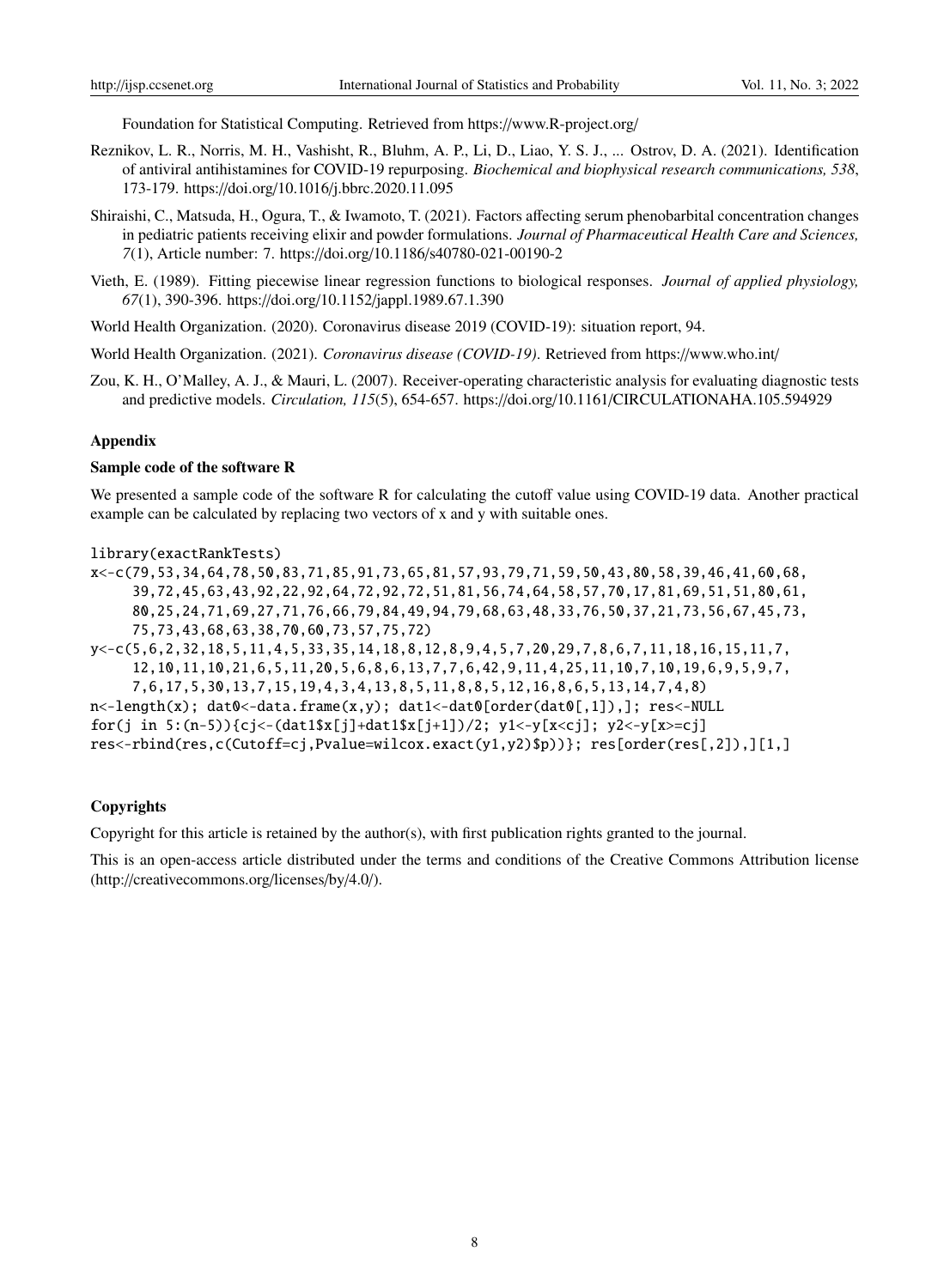Foundation for Statistical Computing. Retrieved from https://www.R-project.org/

Reznikov, L. R., Norris, M. H., Vashisht, R., Bluhm, A. P., Li, D., Liao, Y. S. J., ... Ostrov, D. A. (2021). Identification of antiviral antihistamines for COVID-19 repurposing. *Biochemical and biophysical research communications, 538*, 173-179. https://doi.org/10.1016/j.bbrc.2020.11.095

Shiraishi, C., Matsuda, H., Ogura, T., & Iwamoto, T. (2021). Factors affecting serum phenobarbital concentration changes in pediatric patients receiving elixir and powder formulations. *Journal of Pharmaceutical Health Care and Sciences, 7*(1), Article number: 7. https://doi.org/10.1186/s40780-021-00190-2

Vieth, E. (1989). Fitting piecewise linear regression functions to biological responses. *Journal of applied physiology, 67*(1), 390-396. https://doi.org/10.1152/jappl.1989.67.1.390

World Health Organization. (2020). Coronavirus disease 2019 (COVID-19): situation report, 94.

World Health Organization. (2021). *Coronavirus disease (COVID-19)*. Retrieved from https://www.who.int/

Zou, K. H., O'Malley, A. J., & Mauri, L. (2007). Receiver-operating characteristic analysis for evaluating diagnostic tests and predictive models. *Circulation, 115*(5), 654-657. https://doi.org/10.1161/CIRCULATIONAHA.105.594929

## Appendix

### Sample code of the software R

We presented a sample code of the software R for calculating the cutoff value using COVID-19 data. Another practical example can be calculated by replacing two vectors of x and y with suitable ones.

```
library(exactRankTests)
x<-c(79,53,34,64,78,50,83,71,85,91,73,65,81,57,93,79,71,59,50,43,80,58,39,46,41,60,68,
     39,72,45,63,43,92,22,92,64,72,92,72,51,81,56,74,64,58,57,70,17,81,69,51,51,80,61,
     80,25,24,71,69,27,71,76,66,79,84,49,94,79,68,63,48,33,76,50,37,21,73,56,67,45,73,
     75,73,43,68,63,38,70,60,73,57,75,72)
y<-c(5,6,2,32,18,5,11,4,5,33,35,14,18,8,12,8,9,4,5,7,20,29,7,8,6,7,11,18,16,15,11,7,
     12,10,11,10,21,6,5,11,20,5,6,8,6,13,7,7,6,42,9,11,4,25,11,10,7,10,19,6,9,5,9,7,
     7,6,17,5,30,13,7,15,19,4,3,4,13,8,5,11,8,8,5,12,16,8,6,5,13,14,7,4,8)
n<-length(x); dat0<-data.frame(x,y); dat1<-dat0[order(dat0[,1]),]; res<-NULL
for(j in 5:(n-5)){cj<-(dat1$x[j]+dat1$x[j+1])/2; y1<-y[x<cj]; y2<-y[x>=cj]
res<-rbind(res,c(Cutoff=cj,Pvalue=wilcox.exact(y1,y2)$p))}; res[order(res[,2]),][1,]
```

### Copyrights

Copyright for this article is retained by the author(s), with first publication rights granted to the journal.

This is an open-access article distributed under the terms and conditions of the Creative Commons Attribution license (http://creativecommons.org/licenses/by/4.0/).